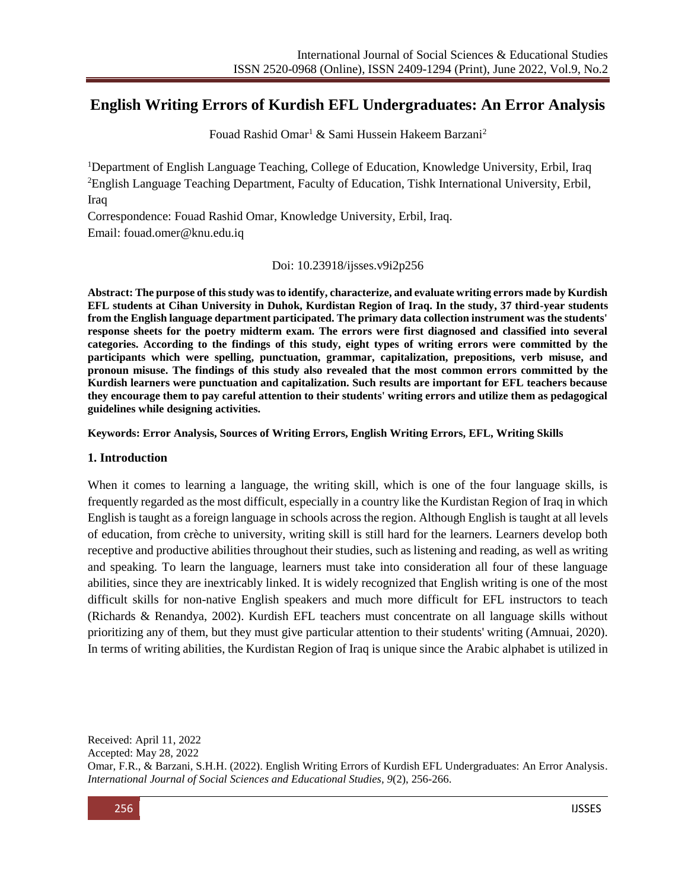# English Writing Errors of Kurdish EFL Undergraduates: An Error Analysis

Fouad Rashid Omar[1] & Sami Hussein Hakeem Barzani[2]

[1]Department of English Language Teaching, College of Education, Knowledge University, Erbil, Iraq
[2]English Language Teaching Department, Faculty of Education, Tishk International University, Erbil, Iraq

Correspondence: Fouad Rashid Omar, Knowledge University, Erbil, Iraq.
Email: fouad.omer@knu.edu.iq

Doi: 10.23918/ijsses.v9i2p256

**Abstract: The purpose of this study was to identify, characterize, and evaluate writing errors made by Kurdish EFL students at Cihan University in Duhok, Kurdistan Region of Iraq. In the study, 37 third-year students from the English language department participated. The primary data collection instrument was the students' response sheets for the poetry midterm exam. The errors were first diagnosed and classified into several categories. According to the findings of this study, eight types of writing errors were committed by the participants which were spelling, punctuation, grammar, capitalization, prepositions, verb misuse, and pronoun misuse. The findings of this study also revealed that the most common errors committed by the Kurdish learners were punctuation and capitalization. Such results are important for EFL teachers because they encourage them to pay careful attention to their students' writing errors and utilize them as pedagogical guidelines while designing activities.**

**Keywords: Error Analysis, Sources of Writing Errors, English Writing Errors, EFL, Writing Skills**

## 1. Introduction

When it comes to learning a language, the writing skill, which is one of the four language skills, is frequently regarded as the most difficult, especially in a country like the Kurdistan Region of Iraq in which English is taught as a foreign language in schools across the region. Although English is taught at all levels of education, from crèche to university, writing skill is still hard for the learners. Learners develop both receptive and productive abilities throughout their studies, such as listening and reading, as well as writing and speaking. To learn the language, learners must take into consideration all four of these language abilities, since they are inextricably linked. It is widely recognized that English writing is one of the most difficult skills for non-native English speakers and much more difficult for EFL instructors to teach (Richards & Renandya, 2002). Kurdish EFL teachers must concentrate on all language skills without prioritizing any of them, but they must give particular attention to their students' writing (Amnuai, 2020). In terms of writing abilities, the Kurdistan Region of Iraq is unique since the Arabic alphabet is utilized in

Received: April 11, 2022
Accepted: May 28, 2022
Omar, F.R., & Barzani, S.H.H. (2022). English Writing Errors of Kurdish EFL Undergraduates: An Error Analysis. *International Journal of Social Sciences and Educational Studies, 9*(2), 256-266.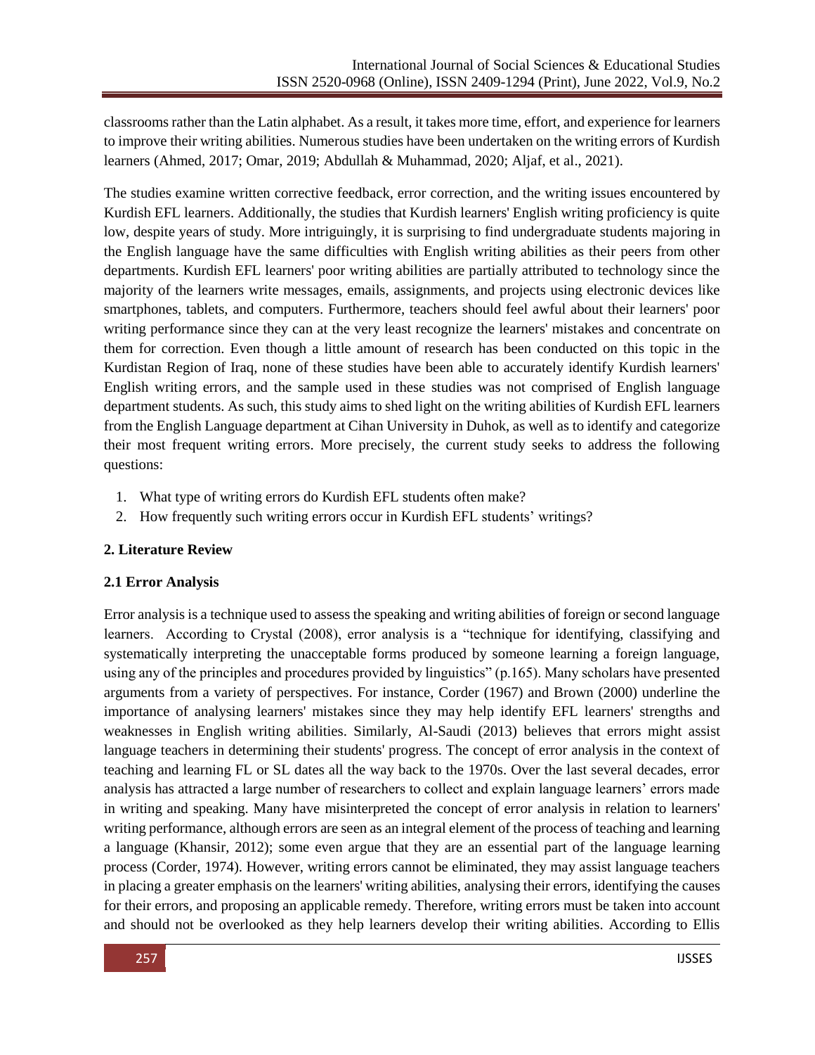classrooms rather than the Latin alphabet. As a result, it takes more time, effort, and experience for learners to improve their writing abilities. Numerous studies have been undertaken on the writing errors of Kurdish learners (Ahmed, 2017; Omar, 2019; Abdullah & Muhammad, 2020; Aljaf, et al., 2021).

The studies examine written corrective feedback, error correction, and the writing issues encountered by Kurdish EFL learners. Additionally, the studies that Kurdish learners' English writing proficiency is quite low, despite years of study. More intriguingly, it is surprising to find undergraduate students majoring in the English language have the same difficulties with English writing abilities as their peers from other departments. Kurdish EFL learners' poor writing abilities are partially attributed to technology since the majority of the learners write messages, emails, assignments, and projects using electronic devices like smartphones, tablets, and computers. Furthermore, teachers should feel awful about their learners' poor writing performance since they can at the very least recognize the learners' mistakes and concentrate on them for correction. Even though a little amount of research has been conducted on this topic in the Kurdistan Region of Iraq, none of these studies have been able to accurately identify Kurdish learners' English writing errors, and the sample used in these studies was not comprised of English language department students. As such, this study aims to shed light on the writing abilities of Kurdish EFL learners from the English Language department at Cihan University in Duhok, as well as to identify and categorize their most frequent writing errors. More precisely, the current study seeks to address the following questions:

1. What type of writing errors do Kurdish EFL students often make?
2. How frequently such writing errors occur in Kurdish EFL students' writings?

## 2. Literature Review

### 2.1 Error Analysis

Error analysis is a technique used to assess the speaking and writing abilities of foreign or second language learners. According to Crystal (2008), error analysis is a "technique for identifying, classifying and systematically interpreting the unacceptable forms produced by someone learning a foreign language, using any of the principles and procedures provided by linguistics" (p.165). Many scholars have presented arguments from a variety of perspectives. For instance, Corder (1967) and Brown (2000) underline the importance of analysing learners' mistakes since they may help identify EFL learners' strengths and weaknesses in English writing abilities. Similarly, Al-Saudi (2013) believes that errors might assist language teachers in determining their students' progress. The concept of error analysis in the context of teaching and learning FL or SL dates all the way back to the 1970s. Over the last several decades, error analysis has attracted a large number of researchers to collect and explain language learners' errors made in writing and speaking. Many have misinterpreted the concept of error analysis in relation to learners' writing performance, although errors are seen as an integral element of the process of teaching and learning a language (Khansir, 2012); some even argue that they are an essential part of the language learning process (Corder, 1974). However, writing errors cannot be eliminated, they may assist language teachers in placing a greater emphasis on the learners' writing abilities, analysing their errors, identifying the causes for their errors, and proposing an applicable remedy. Therefore, writing errors must be taken into account and should not be overlooked as they help learners develop their writing abilities. According to Ellis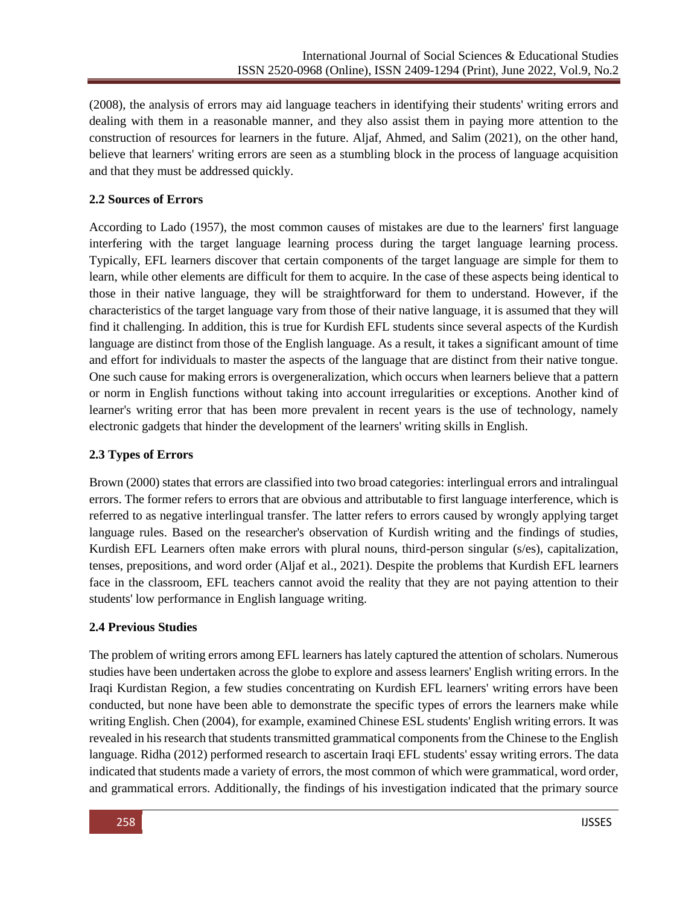(2008), the analysis of errors may aid language teachers in identifying their students' writing errors and dealing with them in a reasonable manner, and they also assist them in paying more attention to the construction of resources for learners in the future. Aljaf, Ahmed, and Salim (2021), on the other hand, believe that learners' writing errors are seen as a stumbling block in the process of language acquisition and that they must be addressed quickly.

### 2.2 Sources of Errors

According to Lado (1957), the most common causes of mistakes are due to the learners' first language interfering with the target language learning process during the target language learning process. Typically, EFL learners discover that certain components of the target language are simple for them to learn, while other elements are difficult for them to acquire. In the case of these aspects being identical to those in their native language, they will be straightforward for them to understand. However, if the characteristics of the target language vary from those of their native language, it is assumed that they will find it challenging. In addition, this is true for Kurdish EFL students since several aspects of the Kurdish language are distinct from those of the English language. As a result, it takes a significant amount of time and effort for individuals to master the aspects of the language that are distinct from their native tongue. One such cause for making errors is overgeneralization, which occurs when learners believe that a pattern or norm in English functions without taking into account irregularities or exceptions. Another kind of learner's writing error that has been more prevalent in recent years is the use of technology, namely electronic gadgets that hinder the development of the learners' writing skills in English.

### 2.3 Types of Errors

Brown (2000) states that errors are classified into two broad categories: interlingual errors and intralingual errors. The former refers to errors that are obvious and attributable to first language interference, which is referred to as negative interlingual transfer. The latter refers to errors caused by wrongly applying target language rules. Based on the researcher's observation of Kurdish writing and the findings of studies, Kurdish EFL Learners often make errors with plural nouns, third-person singular (s/es), capitalization, tenses, prepositions, and word order (Aljaf et al., 2021). Despite the problems that Kurdish EFL learners face in the classroom, EFL teachers cannot avoid the reality that they are not paying attention to their students' low performance in English language writing.

### 2.4 Previous Studies

The problem of writing errors among EFL learners has lately captured the attention of scholars. Numerous studies have been undertaken across the globe to explore and assess learners' English writing errors. In the Iraqi Kurdistan Region, a few studies concentrating on Kurdish EFL learners' writing errors have been conducted, but none have been able to demonstrate the specific types of errors the learners make while writing English. Chen (2004), for example, examined Chinese ESL students' English writing errors. It was revealed in his research that students transmitted grammatical components from the Chinese to the English language. Ridha (2012) performed research to ascertain Iraqi EFL students' essay writing errors. The data indicated that students made a variety of errors, the most common of which were grammatical, word order, and grammatical errors. Additionally, the findings of his investigation indicated that the primary source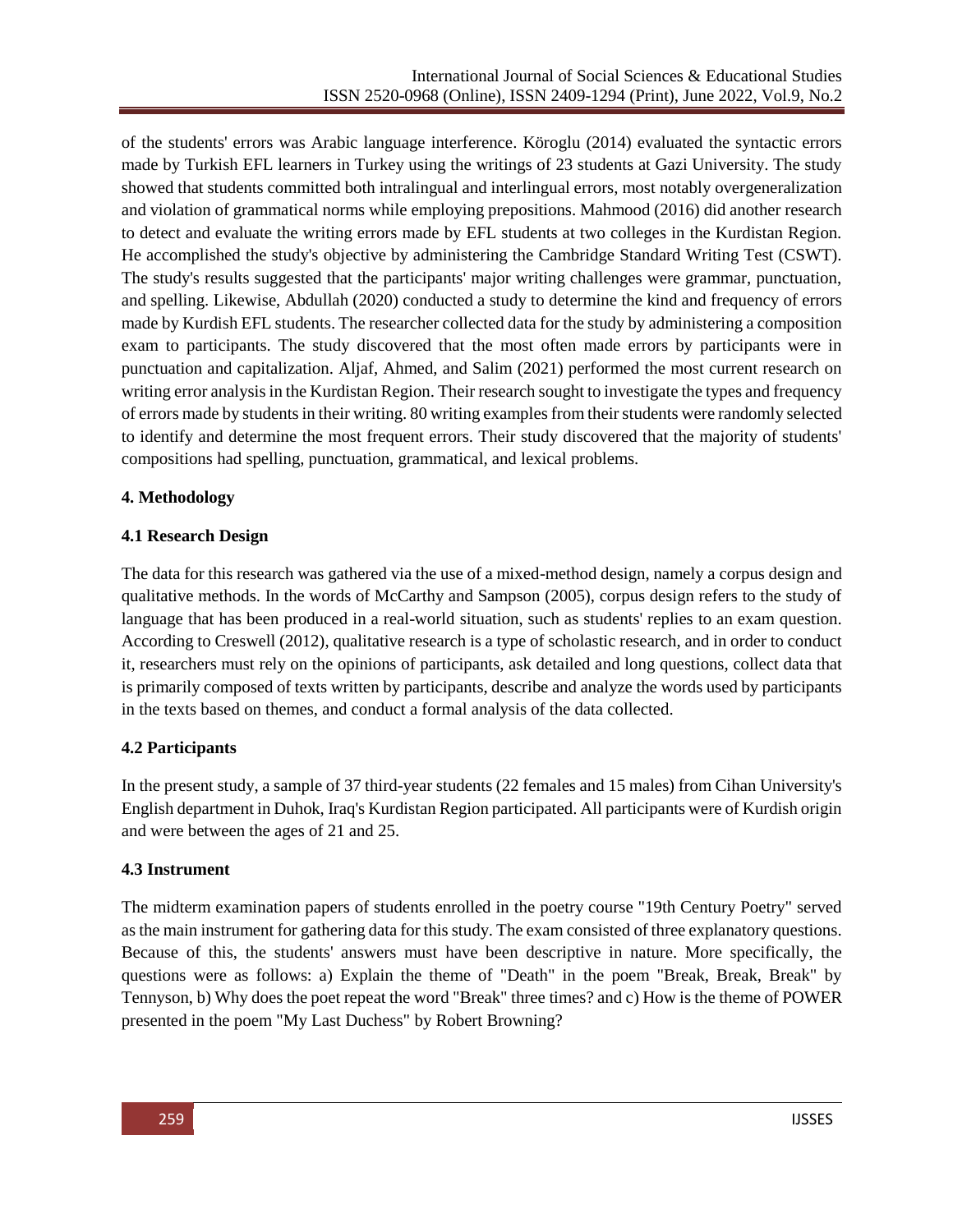of the students' errors was Arabic language interference. Köroglu (2014) evaluated the syntactic errors made by Turkish EFL learners in Turkey using the writings of 23 students at Gazi University. The study showed that students committed both intralingual and interlingual errors, most notably overgeneralization and violation of grammatical norms while employing prepositions. Mahmood (2016) did another research to detect and evaluate the writing errors made by EFL students at two colleges in the Kurdistan Region. He accomplished the study's objective by administering the Cambridge Standard Writing Test (CSWT). The study's results suggested that the participants' major writing challenges were grammar, punctuation, and spelling. Likewise, Abdullah (2020) conducted a study to determine the kind and frequency of errors made by Kurdish EFL students. The researcher collected data for the study by administering a composition exam to participants. The study discovered that the most often made errors by participants were in punctuation and capitalization. Aljaf, Ahmed, and Salim (2021) performed the most current research on writing error analysis in the Kurdistan Region. Their research sought to investigate the types and frequency of errors made by students in their writing. 80 writing examples from their students were randomly selected to identify and determine the most frequent errors. Their study discovered that the majority of students' compositions had spelling, punctuation, grammatical, and lexical problems.

## 4. Methodology

### 4.1 Research Design

The data for this research was gathered via the use of a mixed-method design, namely a corpus design and qualitative methods. In the words of McCarthy and Sampson (2005), corpus design refers to the study of language that has been produced in a real-world situation, such as students' replies to an exam question. According to Creswell (2012), qualitative research is a type of scholastic research, and in order to conduct it, researchers must rely on the opinions of participants, ask detailed and long questions, collect data that is primarily composed of texts written by participants, describe and analyze the words used by participants in the texts based on themes, and conduct a formal analysis of the data collected.

### 4.2 Participants

In the present study, a sample of 37 third-year students (22 females and 15 males) from Cihan University's English department in Duhok, Iraq's Kurdistan Region participated. All participants were of Kurdish origin and were between the ages of 21 and 25.

### 4.3 Instrument

The midterm examination papers of students enrolled in the poetry course "19th Century Poetry" served as the main instrument for gathering data for this study. The exam consisted of three explanatory questions. Because of this, the students' answers must have been descriptive in nature. More specifically, the questions were as follows: a) Explain the theme of "Death" in the poem "Break, Break, Break" by Tennyson, b) Why does the poet repeat the word "Break" three times? and c) How is the theme of POWER presented in the poem "My Last Duchess" by Robert Browning?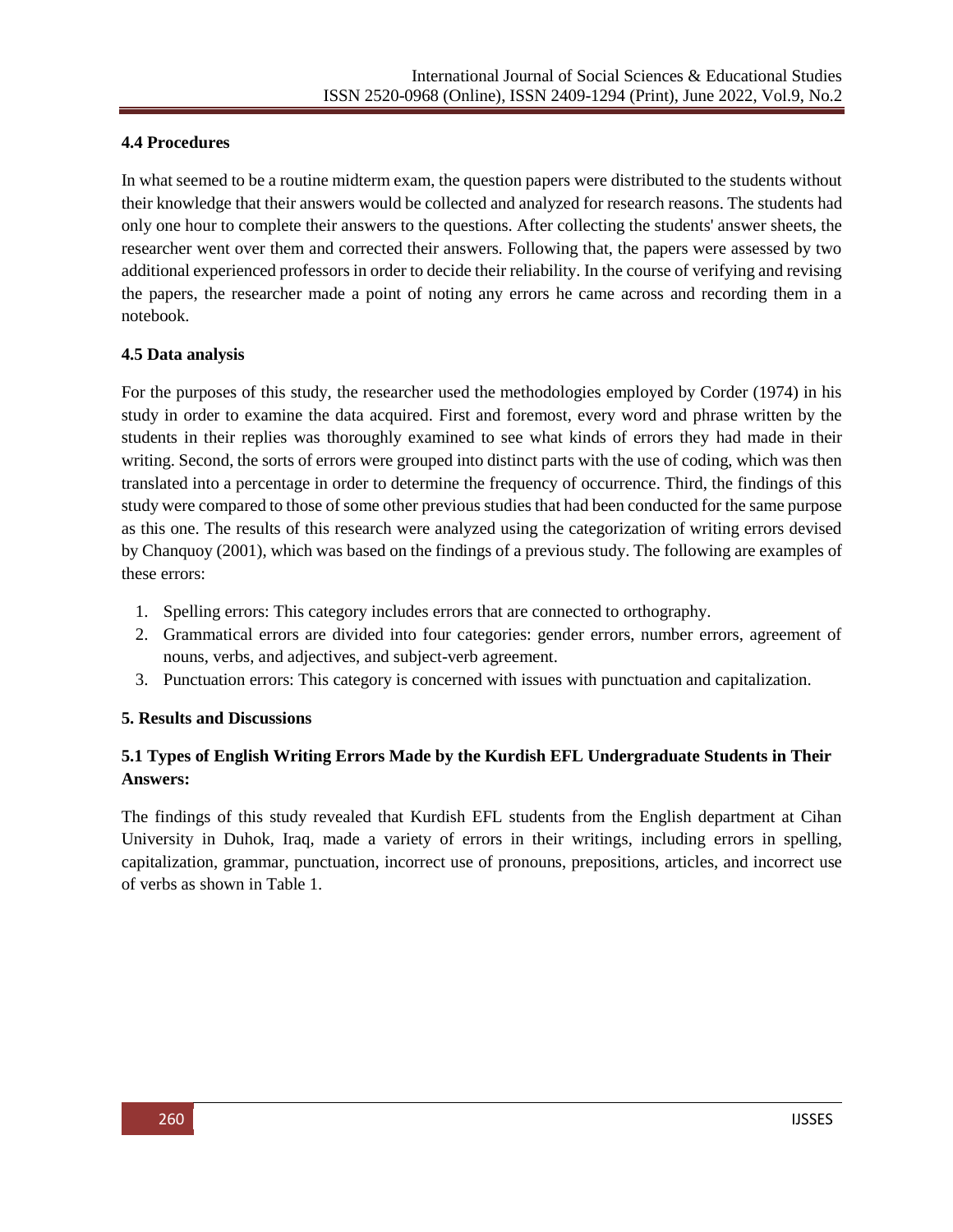### 4.4 Procedures

In what seemed to be a routine midterm exam, the question papers were distributed to the students without their knowledge that their answers would be collected and analyzed for research reasons. The students had only one hour to complete their answers to the questions. After collecting the students' answer sheets, the researcher went over them and corrected their answers. Following that, the papers were assessed by two additional experienced professors in order to decide their reliability. In the course of verifying and revising the papers, the researcher made a point of noting any errors he came across and recording them in a notebook.

### 4.5 Data analysis

For the purposes of this study, the researcher used the methodologies employed by Corder (1974) in his study in order to examine the data acquired. First and foremost, every word and phrase written by the students in their replies was thoroughly examined to see what kinds of errors they had made in their writing. Second, the sorts of errors were grouped into distinct parts with the use of coding, which was then translated into a percentage in order to determine the frequency of occurrence. Third, the findings of this study were compared to those of some other previous studies that had been conducted for the same purpose as this one. The results of this research were analyzed using the categorization of writing errors devised by Chanquoy (2001), which was based on the findings of a previous study. The following are examples of these errors:

1. Spelling errors: This category includes errors that are connected to orthography.
2. Grammatical errors are divided into four categories: gender errors, number errors, agreement of nouns, verbs, and adjectives, and subject-verb agreement.
3. Punctuation errors: This category is concerned with issues with punctuation and capitalization.

## 5. Results and Discussions

### 5.1 Types of English Writing Errors Made by the Kurdish EFL Undergraduate Students in Their Answers:

The findings of this study revealed that Kurdish EFL students from the English department at Cihan University in Duhok, Iraq, made a variety of errors in their writings, including errors in spelling, capitalization, grammar, punctuation, incorrect use of pronouns, prepositions, articles, and incorrect use of verbs as shown in Table 1.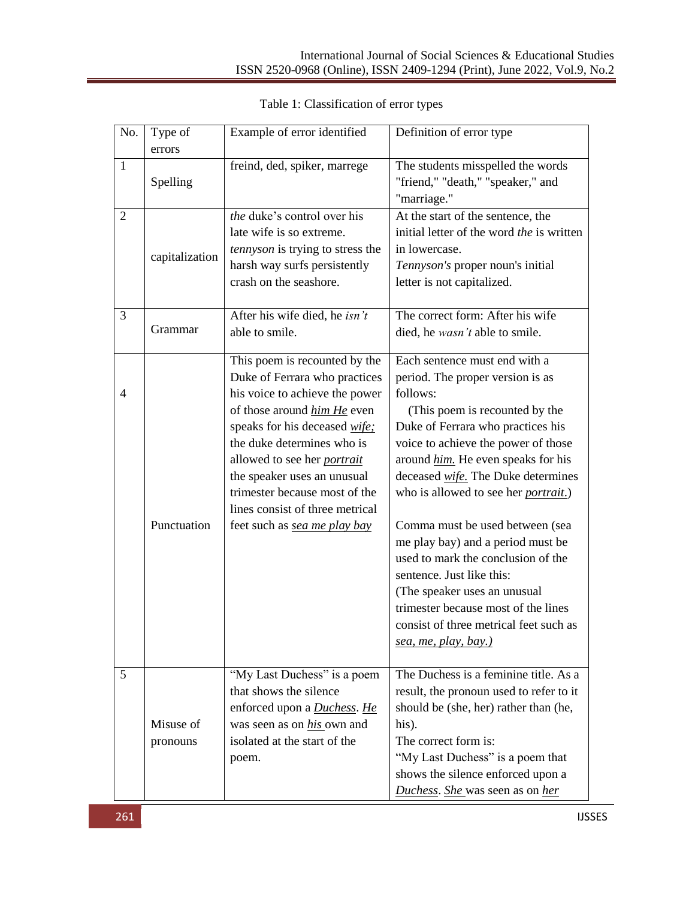Table 1: Classification of error types

| No. | Type of errors | Example of error identified | Definition of error type |
|---|---|---|---|
| 1 | Spelling | freind, ded, spiker, marrege | The students misspelled the words "friend," "death," "speaker," and "marriage." |
| 2 | capitalization | *the* duke's control over his late wife is so extreme. *tennyson* is trying to stress the harsh way surfs persistently crash on the seashore. | At the start of the sentence, the initial letter of the word *the* is written in lowercase. *Tennyson's* proper noun's initial letter is not capitalized. |
| 3 | Grammar | After his wife died, he *isn't* able to smile. | The correct form: After his wife died, he *wasn't* able to smile. |
| 4 | Punctuation | This poem is recounted by the Duke of Ferrara who practices his voice to achieve the power of those around *him He* even speaks for his deceased *wife;* the duke determines who is allowed to see her *portrait* the speaker uses an unusual trimester because most of the lines consist of three metrical feet such as *sea me play bay* | Each sentence must end with a period. The proper version is as follows: (This poem is recounted by the Duke of Ferrara who practices his voice to achieve the power of those around *him.* He even speaks for his deceased *wife.* The Duke determines who is allowed to see her *portrait*.) Comma must be used between (sea me play bay) and a period must be used to mark the conclusion of the sentence. Just like this: (The speaker uses an unusual trimester because most of the lines consist of three metrical feet such as *sea, me, play, bay.)* |
| 5 | Misuse of pronouns | "My Last Duchess" is a poem that shows the silence enforced upon a *Duchess*. *He* was seen as on *his* own and isolated at the start of the poem. | The Duchess is a feminine title. As a result, the pronoun used to refer to it should be (she, her) rather than (he, his). The correct form is: "My Last Duchess" is a poem that shows the silence enforced upon a *Duchess*. *She* was seen as on *her* |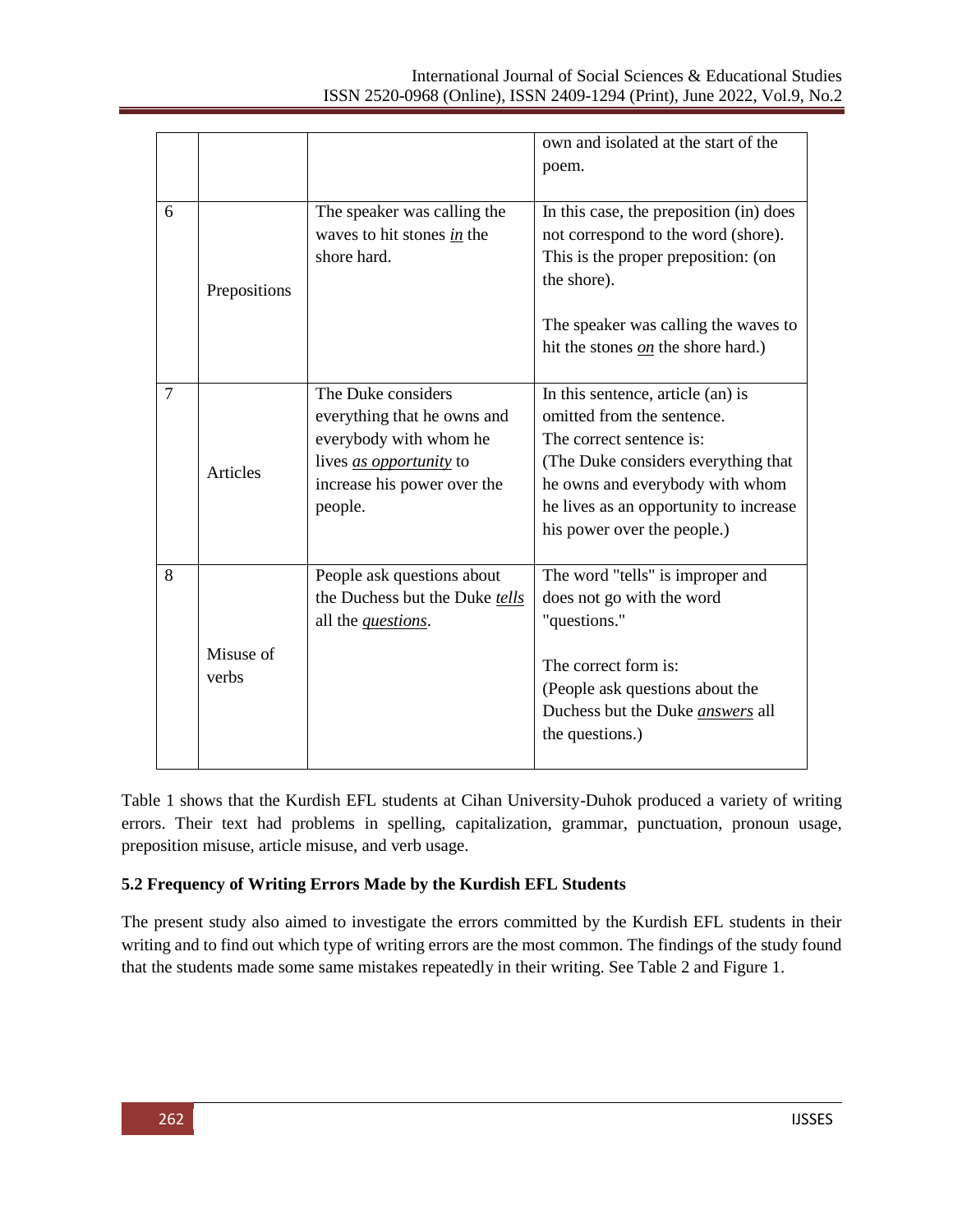| | | | |
|---|---|---|---|
| | | | own and isolated at the start of the poem. |
| 6 | Prepositions | The speaker was calling the waves to hit stones *in* the shore hard. | In this case, the preposition (in) does not correspond to the word (shore). This is the proper preposition: (on the shore).<br><br>The speaker was calling the waves to hit the stones *on* the shore hard.) |
| 7 | Articles | The Duke considers everything that he owns and everybody with whom he lives *as opportunity* to increase his power over the people. | In this sentence, article (an) is omitted from the sentence.<br>The correct sentence is:<br>(The Duke considers everything that he owns and everybody with whom he lives as an opportunity to increase his power over the people.) |
| 8 | Misuse of verbs | People ask questions about the Duchess but the Duke *tells* all the *questions*. | The word "tells" is improper and does not go with the word "questions."<br><br>The correct form is:<br>(People ask questions about the Duchess but the Duke *answers* all the questions.) |

Table 1 shows that the Kurdish EFL students at Cihan University-Duhok produced a variety of writing errors. Their text had problems in spelling, capitalization, grammar, punctuation, pronoun usage, preposition misuse, article misuse, and verb usage.

**5.2 Frequency of Writing Errors Made by the Kurdish EFL Students**

The present study also aimed to investigate the errors committed by the Kurdish EFL students in their writing and to find out which type of writing errors are the most common. The findings of the study found that the students made some same mistakes repeatedly in their writing. See Table 2 and Figure 1.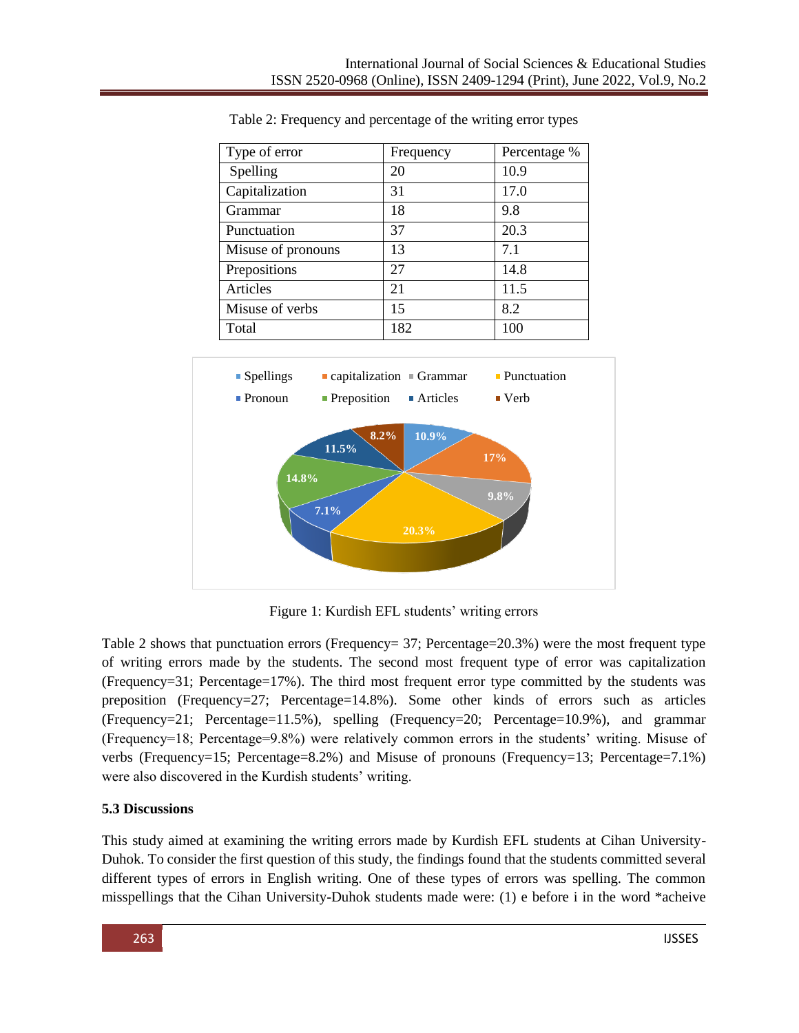Table 2: Frequency and percentage of the writing error types

| Type of error | Frequency | Percentage % |
|---|---|---|
| Spelling | 20 | 10.9 |
| Capitalization | 31 | 17.0 |
| Grammar | 18 | 9.8 |
| Punctuation | 37 | 20.3 |
| Misuse of pronouns | 13 | 7.1 |
| Prepositions | 27 | 14.8 |
| Articles | 21 | 11.5 |
| Misuse of verbs | 15 | 8.2 |
| Total | 182 | 100 |

Figure 1: Kurdish EFL students' writing errors

Table 2 shows that punctuation errors (Frequency= 37; Percentage=20.3%) were the most frequent type of writing errors made by the students. The second most frequent type of error was capitalization (Frequency=31; Percentage=17%). The third most frequent error type committed by the students was preposition (Frequency=27; Percentage=14.8%). Some other kinds of errors such as articles (Frequency=21; Percentage=11.5%), spelling (Frequency=20; Percentage=10.9%), and grammar (Frequency=18; Percentage=9.8%) were relatively common errors in the students' writing. Misuse of verbs (Frequency=15; Percentage=8.2%) and Misuse of pronouns (Frequency=13; Percentage=7.1%) were also discovered in the Kurdish students' writing.

### 5.3 Discussions

This study aimed at examining the writing errors made by Kurdish EFL students at Cihan University-Duhok. To consider the first question of this study, the findings found that the students committed several different types of errors in English writing. One of these types of errors was spelling. The common misspellings that the Cihan University-Duhok students made were: (1) e before i in the word *acheive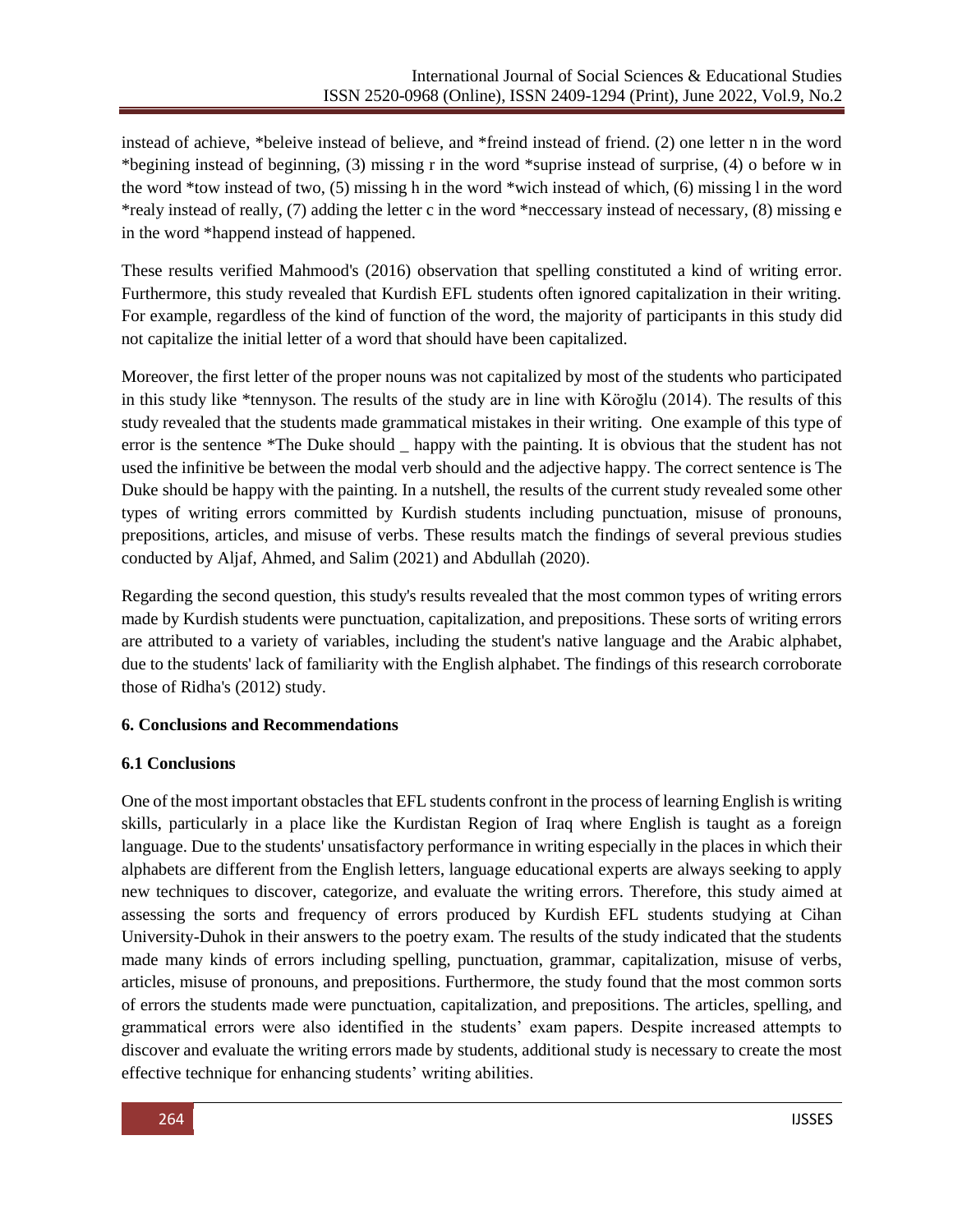instead of achieve, *beleive instead of believe, and *freind instead of friend. (2) one letter n in the word *begining instead of beginning, (3) missing r in the word *suprise instead of surprise, (4) o before w in the word *tow instead of two, (5) missing h in the word *wich instead of which, (6) missing l in the word *realy instead of really, (7) adding the letter c in the word *neccessary instead of necessary, (8) missing e in the word *happend instead of happened.

These results verified Mahmood's (2016) observation that spelling constituted a kind of writing error. Furthermore, this study revealed that Kurdish EFL students often ignored capitalization in their writing. For example, regardless of the kind of function of the word, the majority of participants in this study did not capitalize the initial letter of a word that should have been capitalized.

Moreover, the first letter of the proper nouns was not capitalized by most of the students who participated in this study like *tennyson. The results of the study are in line with Köroğlu (2014). The results of this study revealed that the students made grammatical mistakes in their writing. One example of this type of error is the sentence *The Duke should _ happy with the painting. It is obvious that the student has not used the infinitive be between the modal verb should and the adjective happy. The correct sentence is The Duke should be happy with the painting. In a nutshell, the results of the current study revealed some other types of writing errors committed by Kurdish students including punctuation, misuse of pronouns, prepositions, articles, and misuse of verbs. These results match the findings of several previous studies conducted by Aljaf, Ahmed, and Salim (2021) and Abdullah (2020).

Regarding the second question, this study's results revealed that the most common types of writing errors made by Kurdish students were punctuation, capitalization, and prepositions. These sorts of writing errors are attributed to a variety of variables, including the student's native language and the Arabic alphabet, due to the students' lack of familiarity with the English alphabet. The findings of this research corroborate those of Ridha's (2012) study.

## 6. Conclusions and Recommendations

### 6.1 Conclusions

One of the most important obstacles that EFL students confront in the process of learning English is writing skills, particularly in a place like the Kurdistan Region of Iraq where English is taught as a foreign language. Due to the students' unsatisfactory performance in writing especially in the places in which their alphabets are different from the English letters, language educational experts are always seeking to apply new techniques to discover, categorize, and evaluate the writing errors. Therefore, this study aimed at assessing the sorts and frequency of errors produced by Kurdish EFL students studying at Cihan University-Duhok in their answers to the poetry exam. The results of the study indicated that the students made many kinds of errors including spelling, punctuation, grammar, capitalization, misuse of verbs, articles, misuse of pronouns, and prepositions. Furthermore, the study found that the most common sorts of errors the students made were punctuation, capitalization, and prepositions. The articles, spelling, and grammatical errors were also identified in the students' exam papers. Despite increased attempts to discover and evaluate the writing errors made by students, additional study is necessary to create the most effective technique for enhancing students' writing abilities.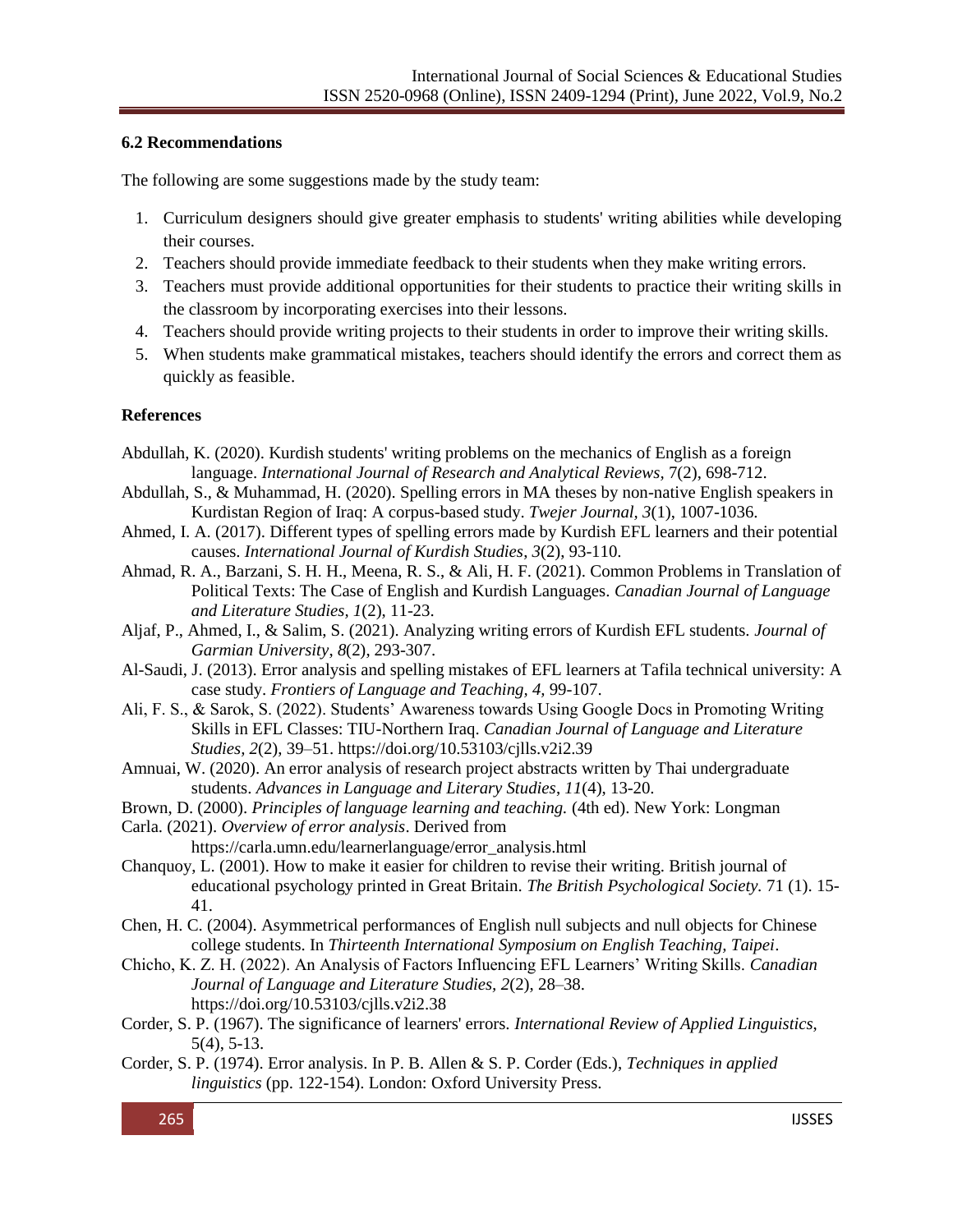### 6.2 Recommendations

The following are some suggestions made by the study team:

1. Curriculum designers should give greater emphasis to students' writing abilities while developing their courses.
2. Teachers should provide immediate feedback to their students when they make writing errors.
3. Teachers must provide additional opportunities for their students to practice their writing skills in the classroom by incorporating exercises into their lessons.
4. Teachers should provide writing projects to their students in order to improve their writing skills.
5. When students make grammatical mistakes, teachers should identify the errors and correct them as quickly as feasible.

### References

Abdullah, K. (2020). Kurdish students' writing problems on the mechanics of English as a foreign language. *International Journal of Research and Analytical Reviews,* 7(2), 698-712.

Abdullah, S., & Muhammad, H. (2020). Spelling errors in MA theses by non-native English speakers in Kurdistan Region of Iraq: A corpus-based study. *Twejer Journal*, *3*(1), 1007-1036.

Ahmed, I. A. (2017). Different types of spelling errors made by Kurdish EFL learners and their potential causes. *International Journal of Kurdish Studies*, *3*(2), 93-110.

Ahmad, R. A., Barzani, S. H. H., Meena, R. S., & Ali, H. F. (2021). Common Problems in Translation of Political Texts: The Case of English and Kurdish Languages. *Canadian Journal of Language and Literature Studies, 1*(2), 11-23.

Aljaf, P., Ahmed, I., & Salim, S. (2021). Analyzing writing errors of Kurdish EFL students. *Journal of Garmian University*, *8*(2), 293-307.

Al-Saudi, J. (2013). Error analysis and spelling mistakes of EFL learners at Tafila technical university: A case study. *Frontiers of Language and Teaching, 4,* 99-107.

Ali, F. S., & Sarok, S. (2022). Students' Awareness towards Using Google Docs in Promoting Writing Skills in EFL Classes: TIU-Northern Iraq. *Canadian Journal of Language and Literature Studies, 2*(2), 39–51. https://doi.org/10.53103/cjlls.v2i2.39

Amnuai, W. (2020). An error analysis of research project abstracts written by Thai undergraduate students. *Advances in Language and Literary Studies*, *11*(4), 13-20.

Brown, D. (2000). *Principles of language learning and teaching.* (4th ed). New York: Longman

Carla. (2021). *Overview of error analysis*. Derived from https://carla.umn.edu/learnerlanguage/error_analysis.html

Chanquoy, L. (2001). How to make it easier for children to revise their writing. British journal of educational psychology printed in Great Britain. *The British Psychological Society.* 71 (1). 15-41.

Chen, H. C. (2004). Asymmetrical performances of English null subjects and null objects for Chinese college students. In *Thirteenth International Symposium on English Teaching, Taipei*.

Chicho, K. Z. H. (2022). An Analysis of Factors Influencing EFL Learners' Writing Skills. *Canadian Journal of Language and Literature Studies, 2*(2), 28–38. https://doi.org/10.53103/cjlls.v2i2.38

Corder, S. P. (1967). The significance of learners' errors. *International Review of Applied Linguistics*, 5(4), 5-13.

Corder, S. P. (1974). Error analysis. In P. B. Allen & S. P. Corder (Eds.), *Techniques in applied linguistics* (pp. 122-154). London: Oxford University Press.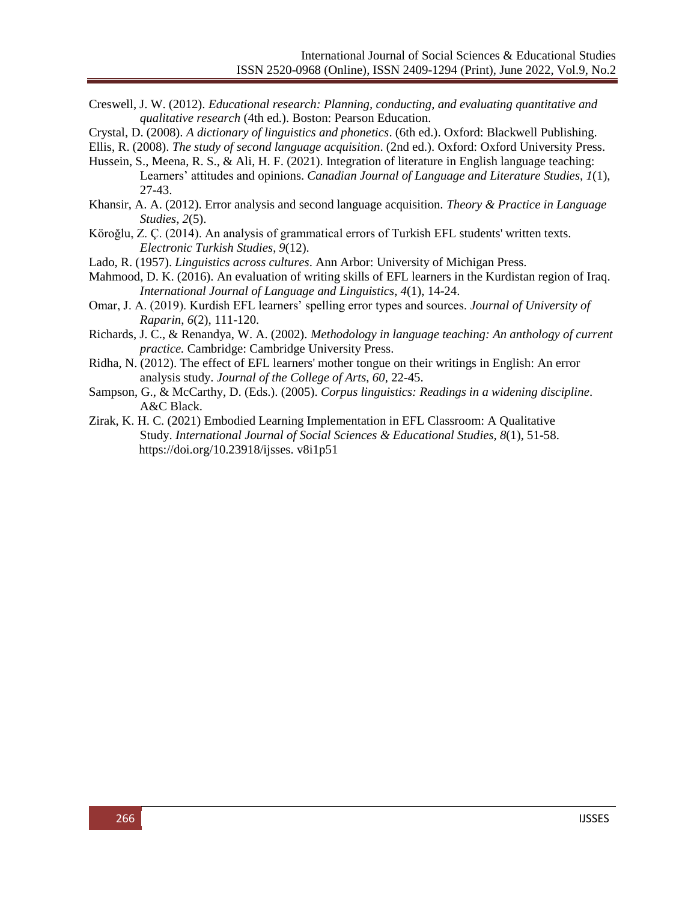Creswell, J. W. (2012). *Educational research: Planning, conducting, and evaluating quantitative and qualitative research* (4th ed.). Boston: Pearson Education.

Crystal, D. (2008). *A dictionary of linguistics and phonetics*. (6th ed.). Oxford: Blackwell Publishing.

Ellis, R. (2008). *The study of second language acquisition*. (2nd ed.). Oxford: Oxford University Press.

Hussein, S., Meena, R. S., & Ali, H. F. (2021). Integration of literature in English language teaching: Learners' attitudes and opinions. *Canadian Journal of Language and Literature Studies, 1*(1), 27-43.

Khansir, A. A. (2012). Error analysis and second language acquisition. *Theory & Practice in Language Studies*, *2*(5).

Köroğlu, Z. Ç. (2014). An analysis of grammatical errors of Turkish EFL students' written texts. *Electronic Turkish Studies*, *9*(12).

Lado, R. (1957). *Linguistics across cultures*. Ann Arbor: University of Michigan Press.

Mahmood, D. K. (2016). An evaluation of writing skills of EFL learners in the Kurdistan region of Iraq. *International Journal of Language and Linguistics*, *4*(1), 14-24.

Omar, J. A. (2019). Kurdish EFL learners' spelling error types and sources. *Journal of University of Raparin*, *6*(2), 111-120.

Richards, J. C., & Renandya, W. A. (2002). *Methodology in language teaching: An anthology of current practice.* Cambridge: Cambridge University Press.

Ridha, N. (2012). The effect of EFL learners' mother tongue on their writings in English: An error analysis study. *Journal of the College of Arts*, *60*, 22-45.

Sampson, G., & McCarthy, D. (Eds.). (2005). *Corpus linguistics: Readings in a widening discipline*. A&C Black.

Zirak, K. H. C. (2021) Embodied Learning Implementation in EFL Classroom: A Qualitative Study. *International Journal of Social Sciences & Educational Studies, 8*(1), 51-58. https://doi.org/10.23918/ijsses. v8i1p51